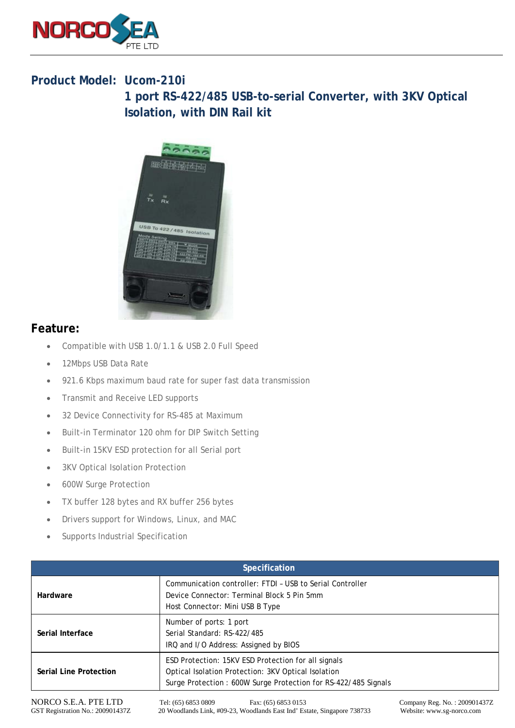# Product Model: Ucom-210i

## 1 port RS-422/485 USB-to-serial Converter, with 3KV Optical Isolation, with DIN Rail kit

## Feature:

- Compatible with USB 1.0/1.1 & USB 2.0 Full Speed
- 12Mbps USB Data Rate
- 921.6 Kbps maximum baud rate for super fast data transmission
- Transmit and Receive LED supports
- 32 Device Connectivity for RS-485 at Maximum
- Built-in Terminator 120 ohm for DIP Switch Setting
- Built-in 15KV ESD protection for all Serial port
- 3KV Optical Isolation Protection
- 600W Surge Protection
- TX buffer 128 bytes and RX buffer 256 bytes
- Drivers support for Windows, Linux, and MAC
- Supports Industrial Specification

| Specification | |
|---|---|
| **Hardware** | Communication controller: FTDI – USB to Serial Controller<br>Device Connector: Terminal Block 5 Pin 5mm<br>Host Connector: Mini USB B Type |
| **Serial Interface** | Number of ports: 1 port<br>Serial Standard: RS-422/485<br>IRQ and I/O Address: Assigned by BIOS |
| **Serial Line Protection** | ESD Protection: 15KV ESD Protection for all signals<br>Optical Isolation Protection: 3KV Optical Isolation<br>Surge Protection : 600W Surge Protection for RS-422/485 Signals |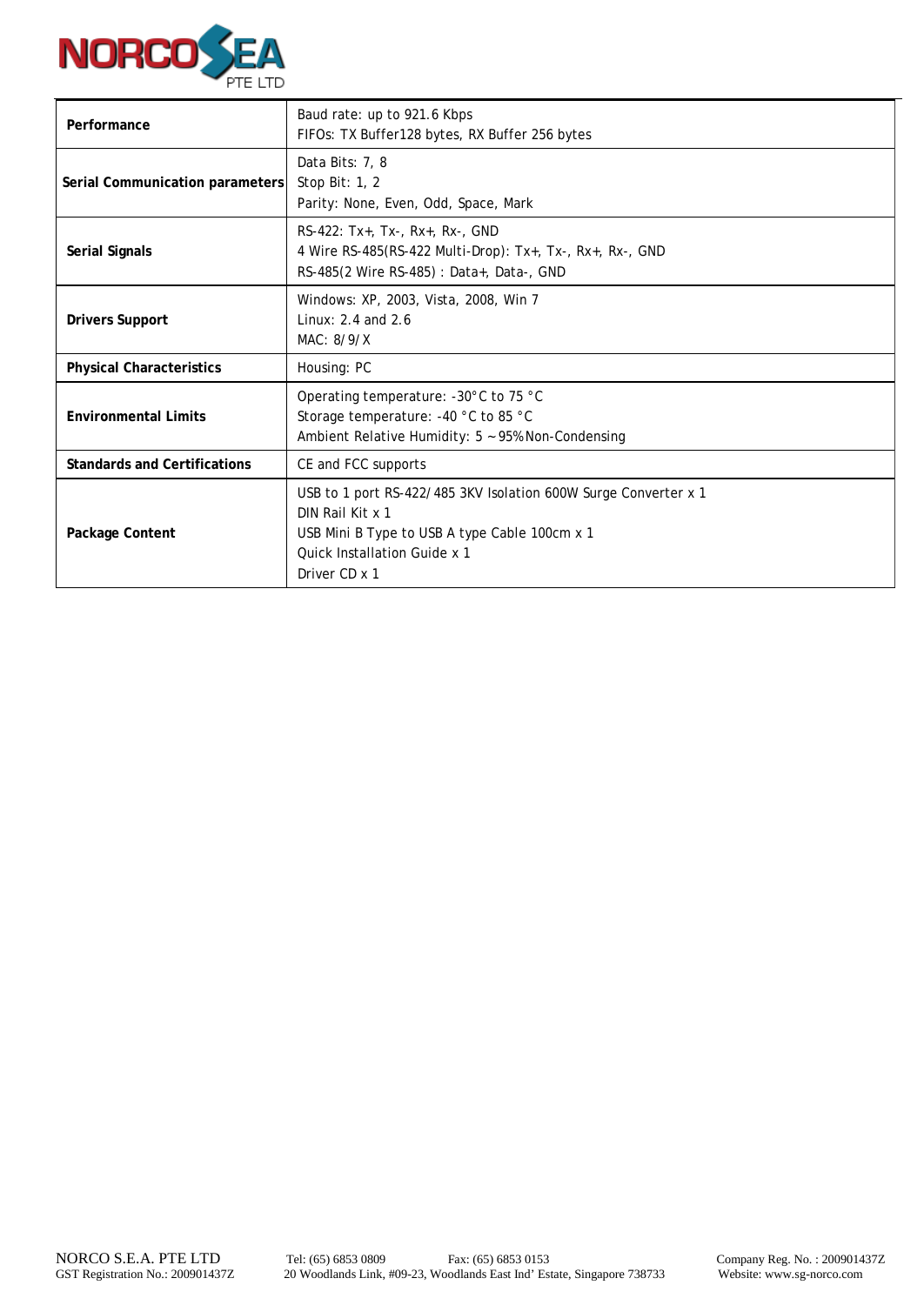| | |
|---|---|
| **Performance** | Baud rate: up to 921.6 Kbps<br>FIFOs: TX Buffer128 bytes, RX Buffer 256 bytes |
| **Serial Communication parameters** | Data Bits: 7, 8<br>Stop Bit: 1, 2<br>Parity: None, Even, Odd, Space, Mark |
| **Serial Signals** | RS-422: Tx+, Tx-, Rx+, Rx-, GND<br>4 Wire RS-485(RS-422 Multi-Drop): Tx+, Tx-, Rx+, Rx-, GND<br>RS-485(2 Wire RS-485) : Data+, Data-, GND |
| **Drivers Support** | Windows: XP, 2003, Vista, 2008, Win 7<br>Linux: 2.4 and 2.6<br>MAC: 8/9/X |
| **Physical Characteristics** | Housing: PC |
| **Environmental Limits** | Operating temperature: -30°C to 75 °C<br>Storage temperature: -40 °C to 85 °C<br>Ambient Relative Humidity: 5 ~ 95% Non-Condensing |
| **Standards and Certifications** | CE and FCC supports |
| **Package Content** | USB to 1 port RS-422/485 3KV Isolation 600W Surge Converter x 1<br>DIN Rail Kit x 1<br>USB Mini B Type to USB A type Cable 100cm x 1<br>Quick Installation Guide x 1<br>Driver CD x 1 |